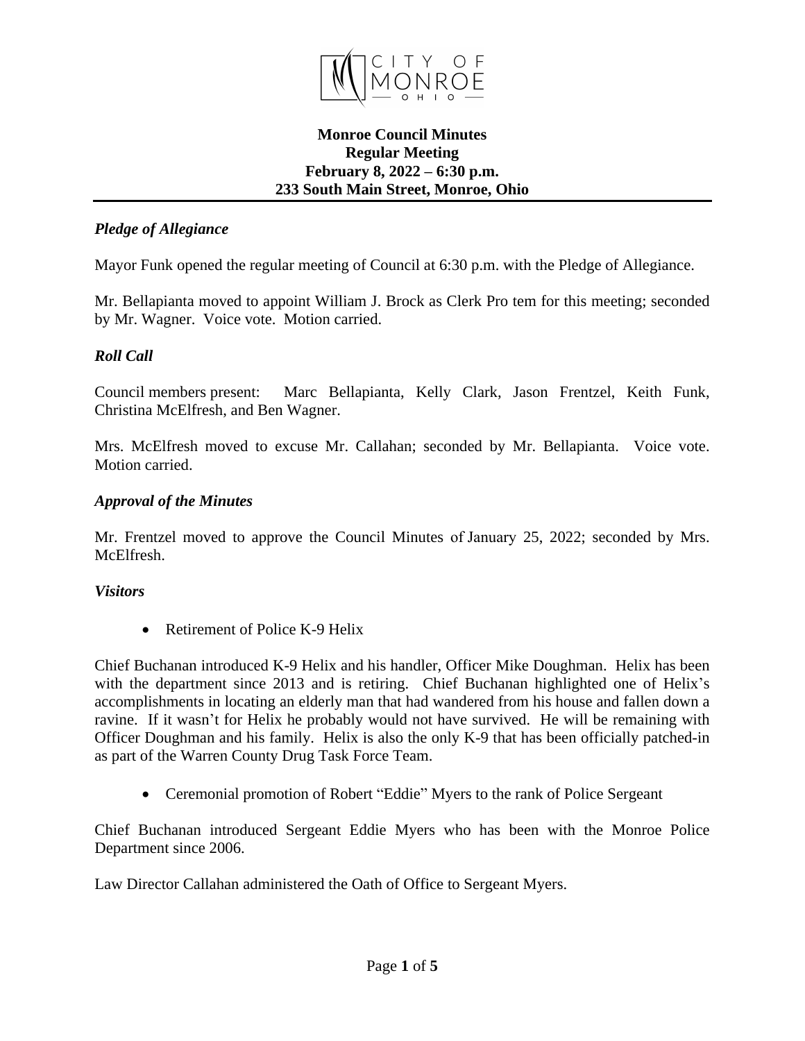# Monroe Council Minutes
## Regular Meeting
## February 8, 2022 – 6:30 p.m.
## 233 South Main Street, Monroe, Ohio

### *Pledge of Allegiance*

Mayor Funk opened the regular meeting of Council at 6:30 p.m. with the Pledge of Allegiance.

Mr. Bellapianta moved to appoint William J. Brock as Clerk Pro tem for this meeting; seconded by Mr. Wagner. Voice vote. Motion carried.

### *Roll Call*

Council members present: Marc Bellapianta, Kelly Clark, Jason Frentzel, Keith Funk, Christina McElfresh, and Ben Wagner.

Mrs. McElfresh moved to excuse Mr. Callahan; seconded by Mr. Bellapianta. Voice vote. Motion carried.

### *Approval of the Minutes*

Mr. Frentzel moved to approve the Council Minutes of January 25, 2022; seconded by Mrs. McElfresh.

### *Visitors*

- Retirement of Police K-9 Helix

Chief Buchanan introduced K-9 Helix and his handler, Officer Mike Doughman. Helix has been with the department since 2013 and is retiring. Chief Buchanan highlighted one of Helix's accomplishments in locating an elderly man that had wandered from his house and fallen down a ravine. If it wasn't for Helix he probably would not have survived. He will be remaining with Officer Doughman and his family. Helix is also the only K-9 that has been officially patched-in as part of the Warren County Drug Task Force Team.

- Ceremonial promotion of Robert "Eddie" Myers to the rank of Police Sergeant

Chief Buchanan introduced Sergeant Eddie Myers who has been with the Monroe Police Department since 2006.

Law Director Callahan administered the Oath of Office to Sergeant Myers.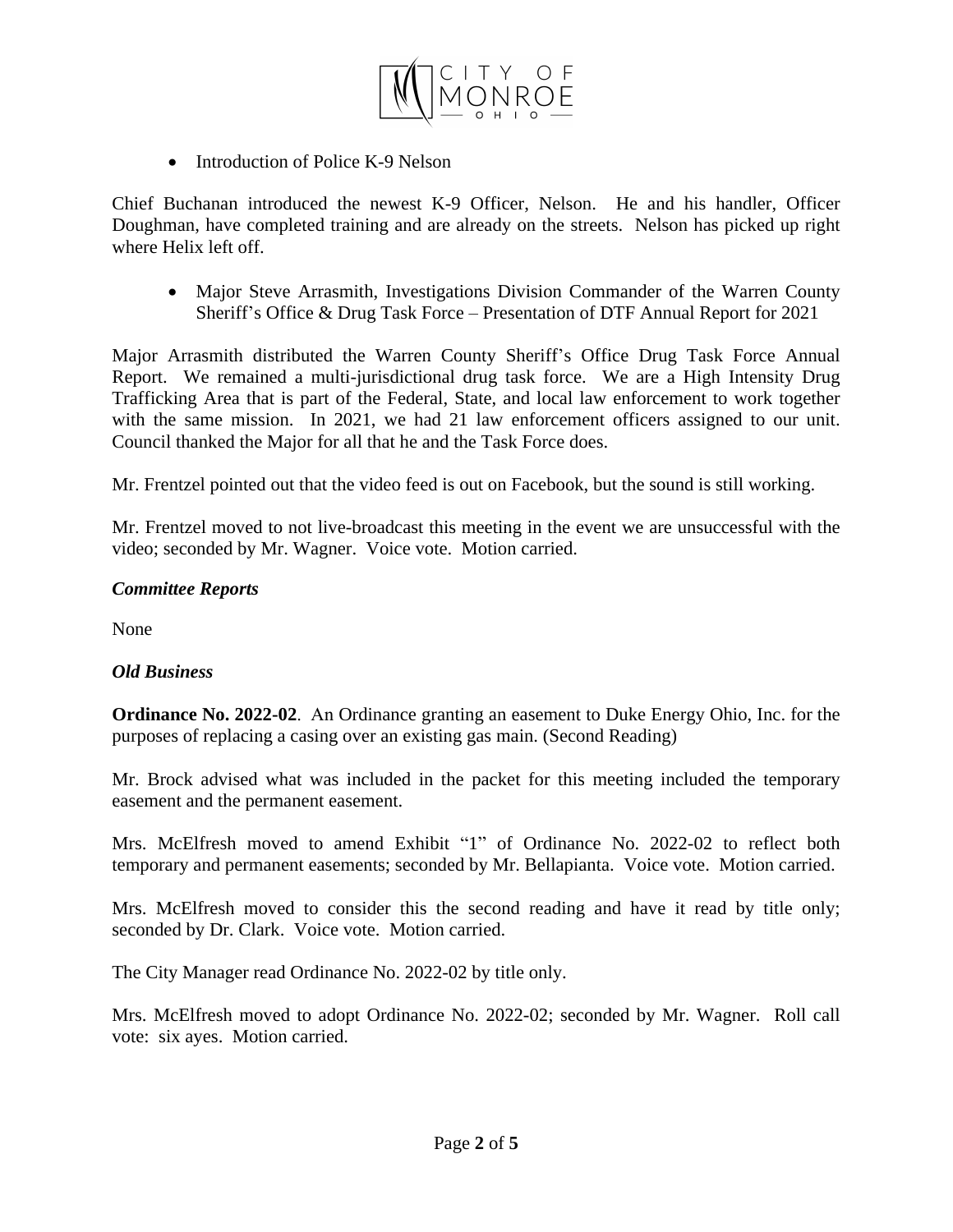- Introduction of Police K-9 Nelson

Chief Buchanan introduced the newest K-9 Officer, Nelson. He and his handler, Officer Doughman, have completed training and are already on the streets. Nelson has picked up right where Helix left off.

- Major Steve Arrasmith, Investigations Division Commander of the Warren County Sheriff's Office & Drug Task Force – Presentation of DTF Annual Report for 2021

Major Arrasmith distributed the Warren County Sheriff's Office Drug Task Force Annual Report. We remained a multi-jurisdictional drug task force. We are a High Intensity Drug Trafficking Area that is part of the Federal, State, and local law enforcement to work together with the same mission. In 2021, we had 21 law enforcement officers assigned to our unit. Council thanked the Major for all that he and the Task Force does.

Mr. Frentzel pointed out that the video feed is out on Facebook, but the sound is still working.

Mr. Frentzel moved to not live-broadcast this meeting in the event we are unsuccessful with the video; seconded by Mr. Wagner. Voice vote. Motion carried.

***Committee Reports***

None

***Old Business***

**Ordinance No. 2022-02**. An Ordinance granting an easement to Duke Energy Ohio, Inc. for the purposes of replacing a casing over an existing gas main. (Second Reading)

Mr. Brock advised what was included in the packet for this meeting included the temporary easement and the permanent easement.

Mrs. McElfresh moved to amend Exhibit "1" of Ordinance No. 2022-02 to reflect both temporary and permanent easements; seconded by Mr. Bellapianta. Voice vote. Motion carried.

Mrs. McElfresh moved to consider this the second reading and have it read by title only; seconded by Dr. Clark. Voice vote. Motion carried.

The City Manager read Ordinance No. 2022-02 by title only.

Mrs. McElfresh moved to adopt Ordinance No. 2022-02; seconded by Mr. Wagner. Roll call vote: six ayes. Motion carried.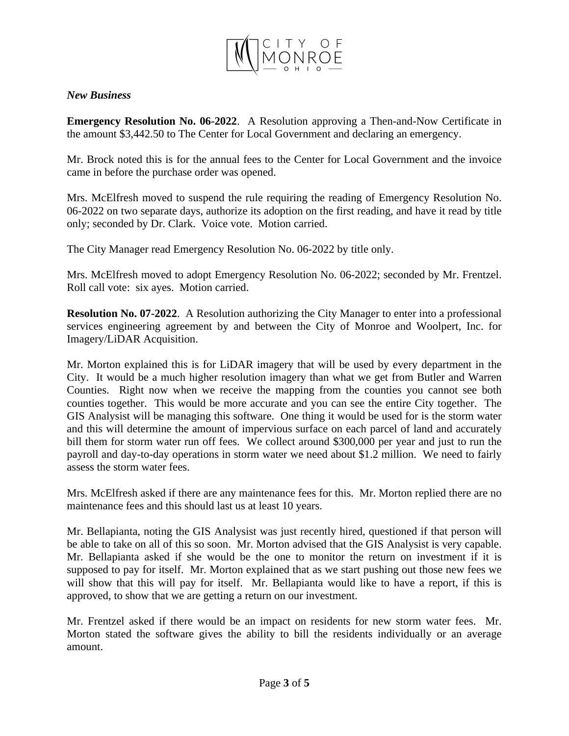*New Business*

**Emergency Resolution No. 06-2022**. A Resolution approving a Then-and-Now Certificate in the amount $3,442.50 to The Center for Local Government and declaring an emergency.

Mr. Brock noted this is for the annual fees to the Center for Local Government and the invoice came in before the purchase order was opened.

Mrs. McElfresh moved to suspend the rule requiring the reading of Emergency Resolution No. 06-2022 on two separate days, authorize its adoption on the first reading, and have it read by title only; seconded by Dr. Clark. Voice vote. Motion carried.

The City Manager read Emergency Resolution No. 06-2022 by title only.

Mrs. McElfresh moved to adopt Emergency Resolution No. 06-2022; seconded by Mr. Frentzel. Roll call vote: six ayes. Motion carried.

**Resolution No. 07-2022**. A Resolution authorizing the City Manager to enter into a professional services engineering agreement by and between the City of Monroe and Woolpert, Inc. for Imagery/LiDAR Acquisition.

Mr. Morton explained this is for LiDAR imagery that will be used by every department in the City. It would be a much higher resolution imagery than what we get from Butler and Warren Counties. Right now when we receive the mapping from the counties you cannot see both counties together. This would be more accurate and you can see the entire City together. The GIS Analysist will be managing this software. One thing it would be used for is the storm water and this will determine the amount of impervious surface on each parcel of land and accurately bill them for storm water run off fees. We collect around $300,000 per year and just to run the payroll and day-to-day operations in storm water we need about $1.2 million. We need to fairly assess the storm water fees.

Mrs. McElfresh asked if there are any maintenance fees for this. Mr. Morton replied there are no maintenance fees and this should last us at least 10 years.

Mr. Bellapianta, noting the GIS Analysist was just recently hired, questioned if that person will be able to take on all of this so soon. Mr. Morton advised that the GIS Analysist is very capable. Mr. Bellapianta asked if she would be the one to monitor the return on investment if it is supposed to pay for itself. Mr. Morton explained that as we start pushing out those new fees we will show that this will pay for itself. Mr. Bellapianta would like to have a report, if this is approved, to show that we are getting a return on our investment.

Mr. Frentzel asked if there would be an impact on residents for new storm water fees. Mr. Morton stated the software gives the ability to bill the residents individually or an average amount.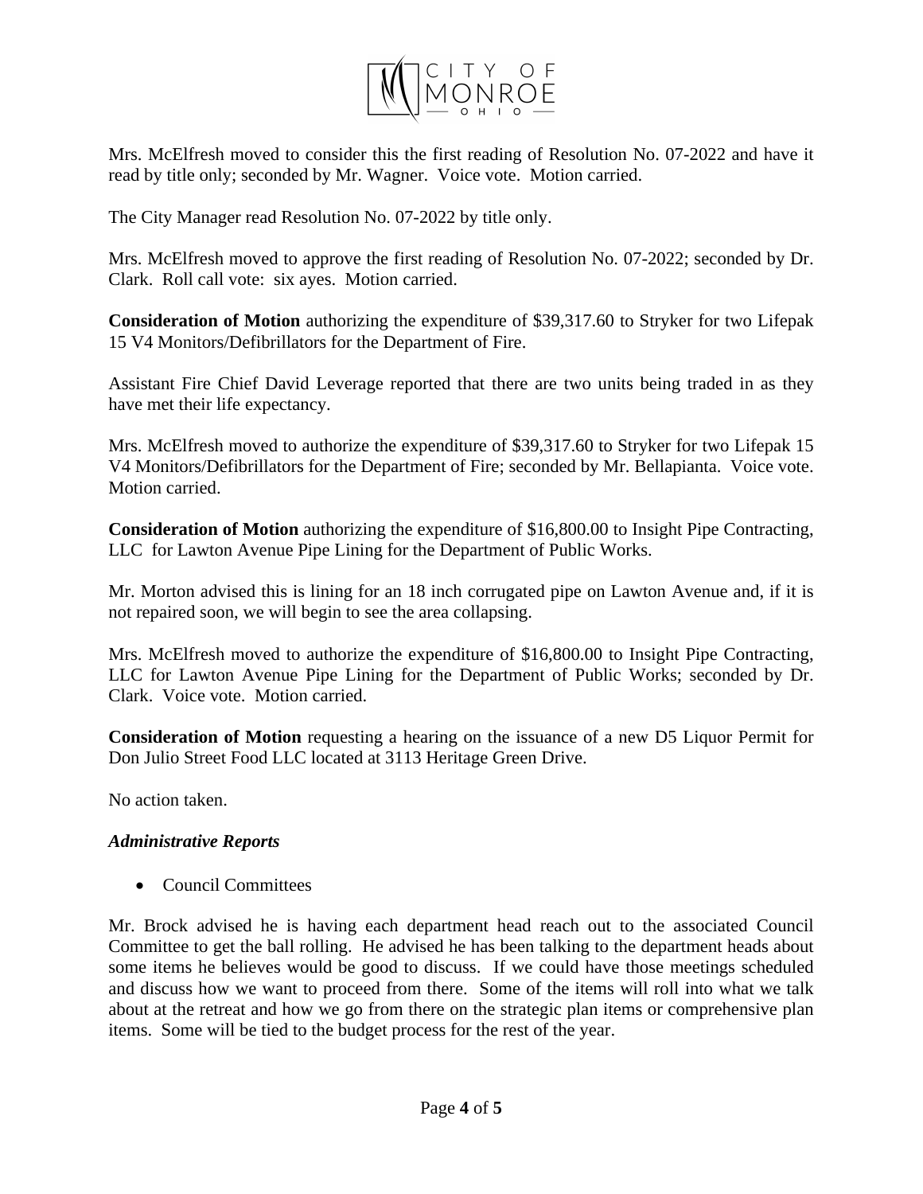Mrs. McElfresh moved to consider this the first reading of Resolution No. 07-2022 and have it read by title only; seconded by Mr. Wagner. Voice vote. Motion carried.

The City Manager read Resolution No. 07-2022 by title only.

Mrs. McElfresh moved to approve the first reading of Resolution No. 07-2022; seconded by Dr. Clark. Roll call vote: six ayes. Motion carried.

**Consideration of Motion** authorizing the expenditure of $39,317.60 to Stryker for two Lifepak 15 V4 Monitors/Defibrillators for the Department of Fire.

Assistant Fire Chief David Leverage reported that there are two units being traded in as they have met their life expectancy.

Mrs. McElfresh moved to authorize the expenditure of $39,317.60 to Stryker for two Lifepak 15 V4 Monitors/Defibrillators for the Department of Fire; seconded by Mr. Bellapianta. Voice vote. Motion carried.

**Consideration of Motion** authorizing the expenditure of $16,800.00 to Insight Pipe Contracting, LLC for Lawton Avenue Pipe Lining for the Department of Public Works.

Mr. Morton advised this is lining for an 18 inch corrugated pipe on Lawton Avenue and, if it is not repaired soon, we will begin to see the area collapsing.

Mrs. McElfresh moved to authorize the expenditure of $16,800.00 to Insight Pipe Contracting, LLC for Lawton Avenue Pipe Lining for the Department of Public Works; seconded by Dr. Clark. Voice vote. Motion carried.

**Consideration of Motion** requesting a hearing on the issuance of a new D5 Liquor Permit for Don Julio Street Food LLC located at 3113 Heritage Green Drive.

No action taken.

***Administrative Reports***

- Council Committees

Mr. Brock advised he is having each department head reach out to the associated Council Committee to get the ball rolling. He advised he has been talking to the department heads about some items he believes would be good to discuss. If we could have those meetings scheduled and discuss how we want to proceed from there. Some of the items will roll into what we talk about at the retreat and how we go from there on the strategic plan items or comprehensive plan items. Some will be tied to the budget process for the rest of the year.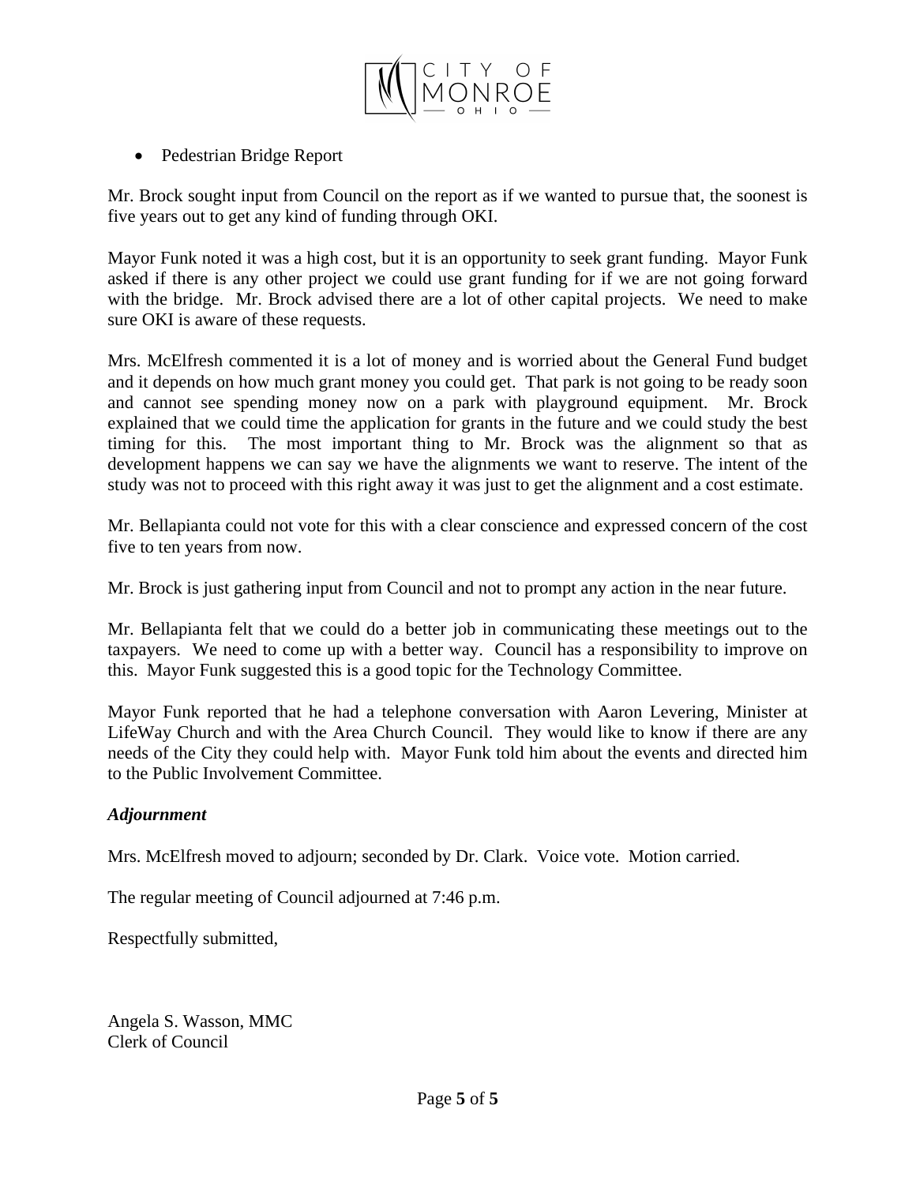- Pedestrian Bridge Report

Mr. Brock sought input from Council on the report as if we wanted to pursue that, the soonest is five years out to get any kind of funding through OKI.

Mayor Funk noted it was a high cost, but it is an opportunity to seek grant funding. Mayor Funk asked if there is any other project we could use grant funding for if we are not going forward with the bridge. Mr. Brock advised there are a lot of other capital projects. We need to make sure OKI is aware of these requests.

Mrs. McElfresh commented it is a lot of money and is worried about the General Fund budget and it depends on how much grant money you could get. That park is not going to be ready soon and cannot see spending money now on a park with playground equipment. Mr. Brock explained that we could time the application for grants in the future and we could study the best timing for this. The most important thing to Mr. Brock was the alignment so that as development happens we can say we have the alignments we want to reserve. The intent of the study was not to proceed with this right away it was just to get the alignment and a cost estimate.

Mr. Bellapianta could not vote for this with a clear conscience and expressed concern of the cost five to ten years from now.

Mr. Brock is just gathering input from Council and not to prompt any action in the near future.

Mr. Bellapianta felt that we could do a better job in communicating these meetings out to the taxpayers. We need to come up with a better way. Council has a responsibility to improve on this. Mayor Funk suggested this is a good topic for the Technology Committee.

Mayor Funk reported that he had a telephone conversation with Aaron Levering, Minister at LifeWay Church and with the Area Church Council. They would like to know if there are any needs of the City they could help with. Mayor Funk told him about the events and directed him to the Public Involvement Committee.

***Adjournment***

Mrs. McElfresh moved to adjourn; seconded by Dr. Clark. Voice vote. Motion carried.

The regular meeting of Council adjourned at 7:46 p.m.

Respectfully submitted,

Angela S. Wasson, MMC
Clerk of Council